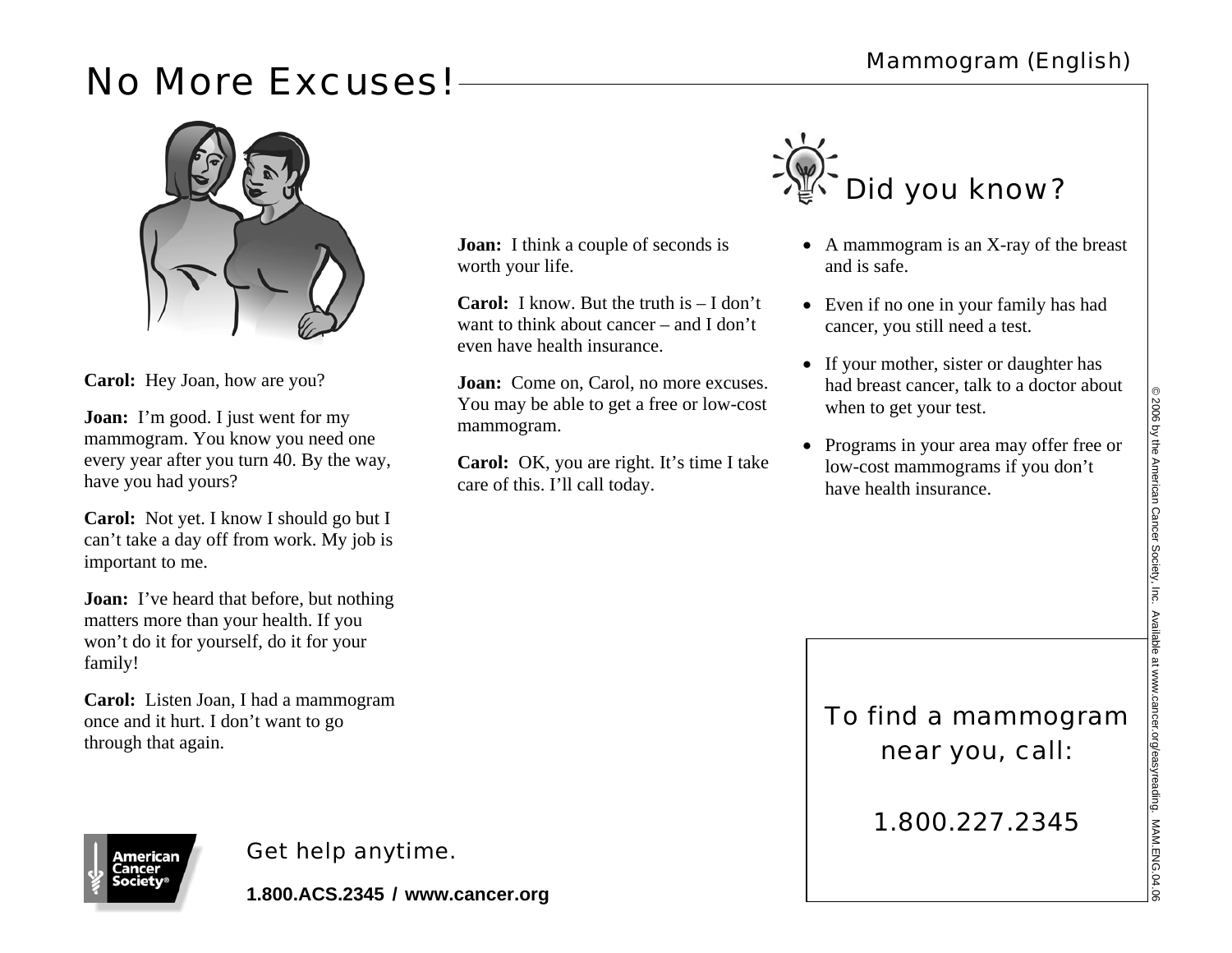# No More Excuses!

Mammogram (English)

**Carol:** Hey Joan, how are you?

**Joan:** I'm good. I just went for my mammogram. You know you need one every year after you turn 40. By the way, have you had yours?

**Carol:** Not yet. I know I should go but I can't take a day off from work. My job is important to me.

**Joan:** I've heard that before, but nothing matters more than your health. If you won't do it for yourself, do it for your family!

**Carol:** Listen Joan, I had a mammogram once and it hurt. I don't want to go through that again.

**Joan:** I think a couple of seconds is worth your life.

**Carol:** I know. But the truth is – I don't want to think about cancer – and I don't even have health insurance.

**Joan:** Come on, Carol, no more excuses. You may be able to get a free or low-cost mammogram.

**Carol:** OK, you are right. It's time I take care of this. I'll call today.

## Did you know?

- A mammogram is an X-ray of the breast and is safe.
- Even if no one in your family has had cancer, you still need a test.
- If your mother, sister or daughter has had breast cancer, talk to a doctor about when to get your test.
- Programs in your area may offer free or low-cost mammograms if you don't have health insurance.

To find a mammogram near you, call:

1.800.227.2345

American Cancer Society®

Get help anytime.

**1.800.ACS.2345 / www.cancer.org**

© 2006 by the American Cancer Society, Inc. Available at www.cancer.org/easyreading. MAM.ENG.04.06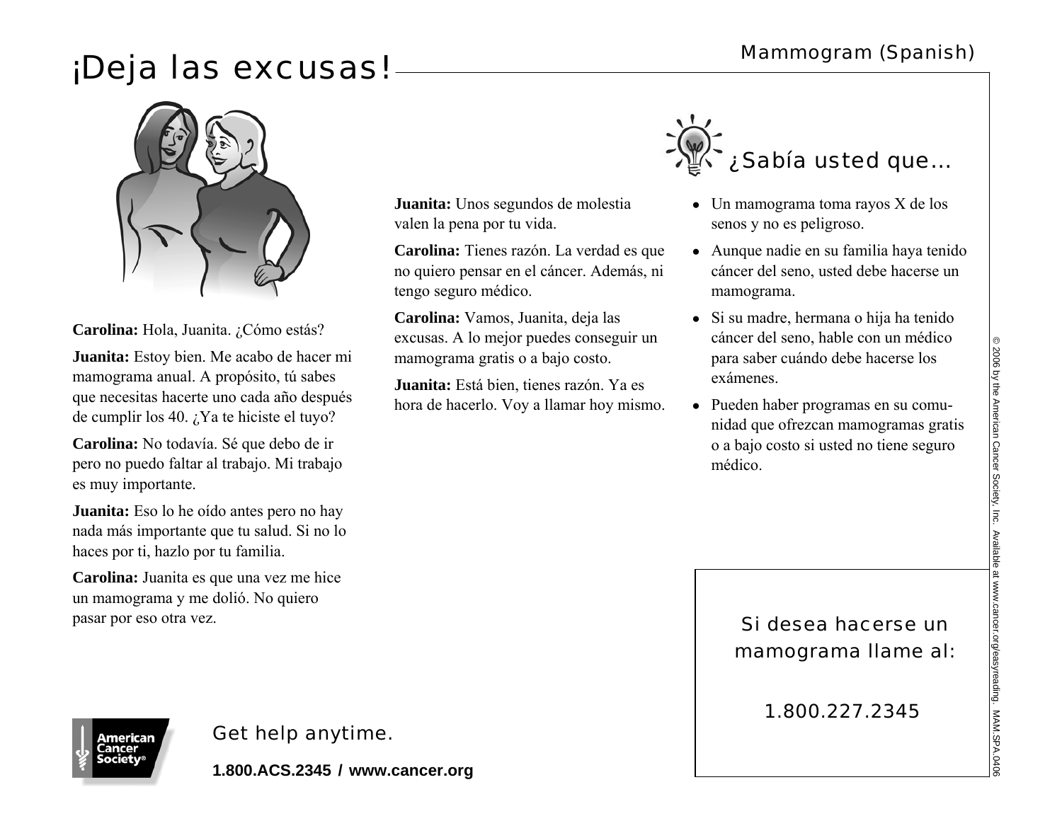# ¡Deja las excusas!

Mammogram (Spanish)

**Carolina:** Hola, Juanita. ¿Cómo estás?

**Juanita:** Estoy bien. Me acabo de hacer mi mamograma anual. A propósito, tú sabes que necesitas hacerte uno cada año después de cumplir los 40. ¿Ya te hiciste el tuyo?

**Carolina:** No todavía. Sé que debo de ir pero no puedo faltar al trabajo. Mi trabajo es muy importante.

**Juanita:** Eso lo he oído antes pero no hay nada más importante que tu salud. Si no lo haces por ti, hazlo por tu familia.

**Carolina:** Juanita es que una vez me hice un mamograma y me dolió. No quiero pasar por eso otra vez.

**Juanita:** Unos segundos de molestia valen la pena por tu vida.

**Carolina:** Tienes razón. La verdad es que no quiero pensar en el cáncer. Además, ni tengo seguro médico.

**Carolina:** Vamos, Juanita, deja las excusas. A lo mejor puedes conseguir un mamograma gratis o a bajo costo.

**Juanita:** Está bien, tienes razón. Ya es hora de hacerlo. Voy a llamar hoy mismo.

## ¿Sabía usted que…

- Un mamograma toma rayos X de los senos y no es peligroso.
- Aunque nadie en su familia haya tenido cáncer del seno, usted debe hacerse un mamograma.
- Si su madre, hermana o hija ha tenido cáncer del seno, hable con un médico para saber cuándo debe hacerse los exámenes.
- Pueden haber programas en su comunidad que ofrezcan mamogramas gratis o a bajo costo si usted no tiene seguro médico.

Si desea hacerse un mamograma llame al:

1.800.227.2345

American Cancer Society®

Get help anytime.

**1.800.ACS.2345 / www.cancer.org**

© 2006 by the American Cancer Society, Inc. Available at www.cancer.org/easyreading. MAM.SPA.0406